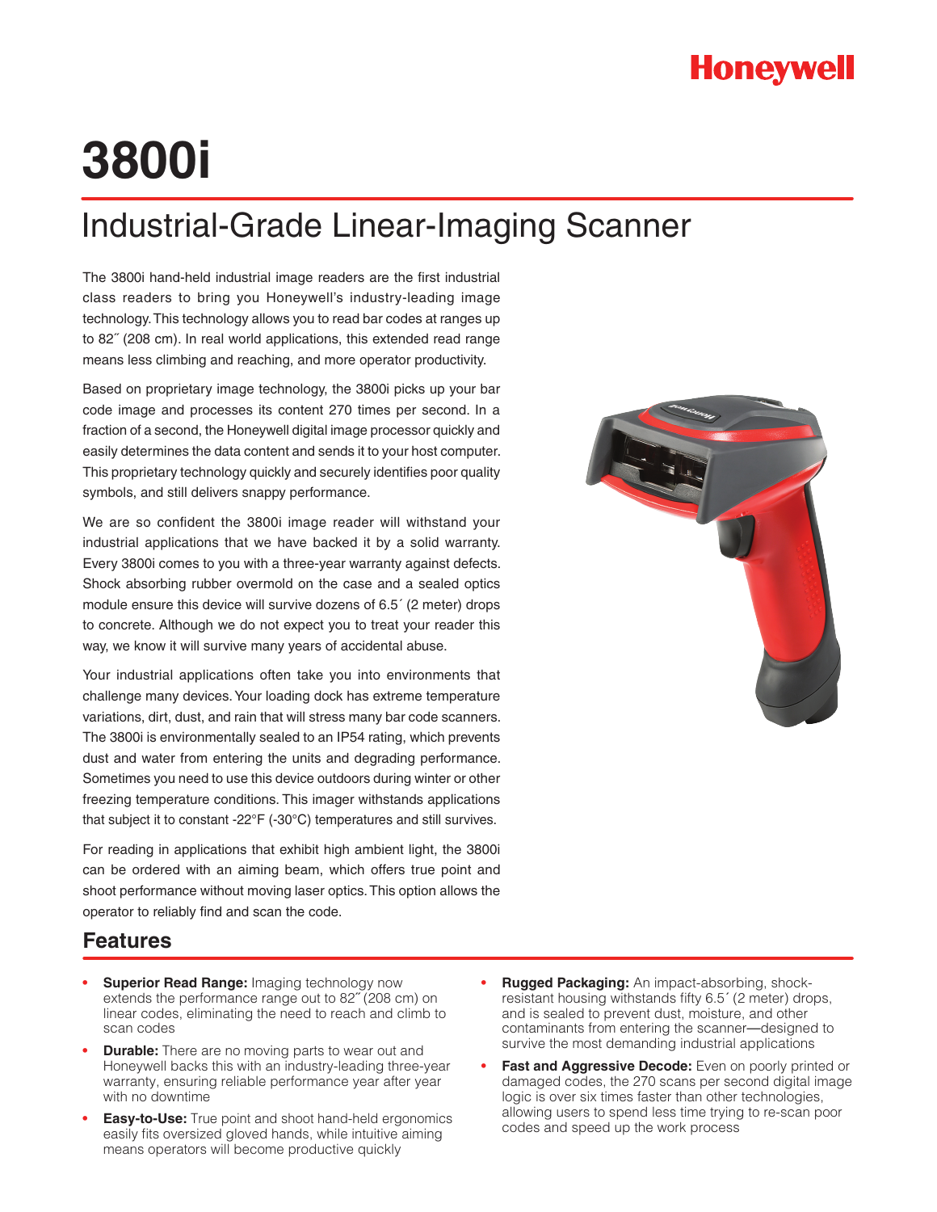Honeywell

# 3800i

## Industrial-Grade Linear-Imaging Scanner

The 3800i hand-held industrial image readers are the first industrial class readers to bring you Honeywell's industry-leading image technology. This technology allows you to read bar codes at ranges up to 82˝ (208 cm). In real world applications, this extended read range means less climbing and reaching, and more operator productivity.

Based on proprietary image technology, the 3800i picks up your bar code image and processes its content 270 times per second. In a fraction of a second, the Honeywell digital image processor quickly and easily determines the data content and sends it to your host computer. This proprietary technology quickly and securely identifies poor quality symbols, and still delivers snappy performance.

We are so confident the 3800i image reader will withstand your industrial applications that we have backed it by a solid warranty. Every 3800i comes to you with a three-year warranty against defects. Shock absorbing rubber overmold on the case and a sealed optics module ensure this device will survive dozens of 6.5´ (2 meter) drops to concrete. Although we do not expect you to treat your reader this way, we know it will survive many years of accidental abuse.

Your industrial applications often take you into environments that challenge many devices. Your loading dock has extreme temperature variations, dirt, dust, and rain that will stress many bar code scanners. The 3800i is environmentally sealed to an IP54 rating, which prevents dust and water from entering the units and degrading performance. Sometimes you need to use this device outdoors during winter or other freezing temperature conditions. This imager withstands applications that subject it to constant -22°F (-30°C) temperatures and still survives.

For reading in applications that exhibit high ambient light, the 3800i can be ordered with an aiming beam, which offers true point and shoot performance without moving laser optics. This option allows the operator to reliably find and scan the code.

## Features

- **Superior Read Range:** Imaging technology now extends the performance range out to 82˝ (208 cm) on linear codes, eliminating the need to reach and climb to scan codes
- **Durable:** There are no moving parts to wear out and Honeywell backs this with an industry-leading three-year warranty, ensuring reliable performance year after year with no downtime
- **Easy-to-Use:** True point and shoot hand-held ergonomics easily fits oversized gloved hands, while intuitive aiming means operators will become productive quickly
- **Rugged Packaging:** An impact-absorbing, shock-resistant housing withstands fifty 6.5´ (2 meter) drops, and is sealed to prevent dust, moisture, and other contaminants from entering the scanner—designed to survive the most demanding industrial applications
- **Fast and Aggressive Decode:** Even on poorly printed or damaged codes, the 270 scans per second digital image logic is over six times faster than other technologies, allowing users to spend less time trying to re-scan poor codes and speed up the work process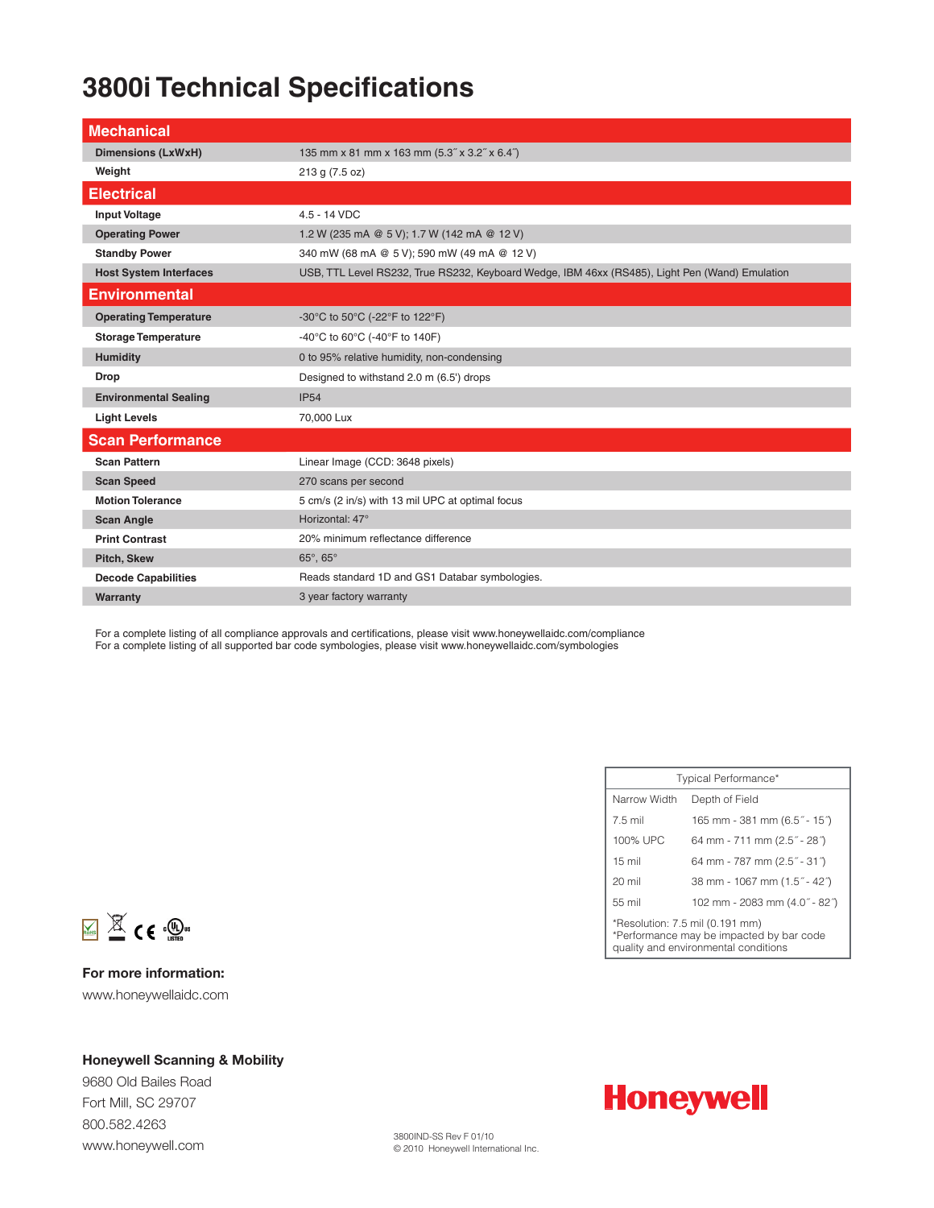# 3800i Technical Specifications

| | |
|---|---|
| **Mechanical** | |
| **Dimensions (LxWxH)** | 135 mm x 81 mm x 163 mm (5.3˝ x 3.2˝ x 6.4˝) |
| **Weight** | 213 g (7.5 oz) |
| **Electrical** | |
| **Input Voltage** | 4.5 - 14 VDC |
| **Operating Power** | 1.2 W (235 mA @ 5 V); 1.7 W (142 mA @ 12 V) |
| **Standby Power** | 340 mW (68 mA @ 5 V); 590 mW (49 mA @ 12 V) |
| **Host System Interfaces** | USB, TTL Level RS232, True RS232, Keyboard Wedge, IBM 46xx (RS485), Light Pen (Wand) Emulation |
| **Environmental** | |
| **Operating Temperature** | -30°C to 50°C (-22°F to 122°F) |
| **Storage Temperature** | -40°C to 60°C (-40°F to 140F) |
| **Humidity** | 0 to 95% relative humidity, non-condensing |
| **Drop** | Designed to withstand 2.0 m (6.5') drops |
| **Environmental Sealing** | IP54 |
| **Light Levels** | 70,000 Lux |
| **Scan Performance** | |
| **Scan Pattern** | Linear Image (CCD: 3648 pixels) |
| **Scan Speed** | 270 scans per second |
| **Motion Tolerance** | 5 cm/s (2 in/s) with 13 mil UPC at optimal focus |
| **Scan Angle** | Horizontal: 47° |
| **Print Contrast** | 20% minimum reflectance difference |
| **Pitch, Skew** | 65°, 65° |
| **Decode Capabilities** | Reads standard 1D and GS1 Databar symbologies. |
| **Warranty** | 3 year factory warranty |

For a complete listing of all compliance approvals and certifications, please visit www.honeywellaidc.com/compliance
For a complete listing of all supported bar code symbologies, please visit www.honeywellaidc.com/symbologies

| Typical Performance* | |
|---|---|
| Narrow Width | Depth of Field |
| 7.5 mil | 165 mm - 381 mm (6.5˝ - 15˝) |
| 100% UPC | 64 mm - 711 mm (2.5˝ - 28˝) |
| 15 mil | 64 mm - 787 mm (2.5˝ - 31˝) |
| 20 mil | 38 mm - 1067 mm (1.5˝ - 42˝) |
| 55 mil | 102 mm - 2083 mm (4.0˝ - 82˝) |

*Resolution: 7.5 mil (0.191 mm)
*Performance may be impacted by bar code quality and environmental conditions

**For more information:**

www.honeywellaidc.com

**Honeywell Scanning & Mobility**

9680 Old Bailes Road
Fort Mill, SC 29707
800.582.4263
www.honeywell.com

3800IND-SS Rev F 01/10
© 2010 Honeywell International Inc.

Honeywell